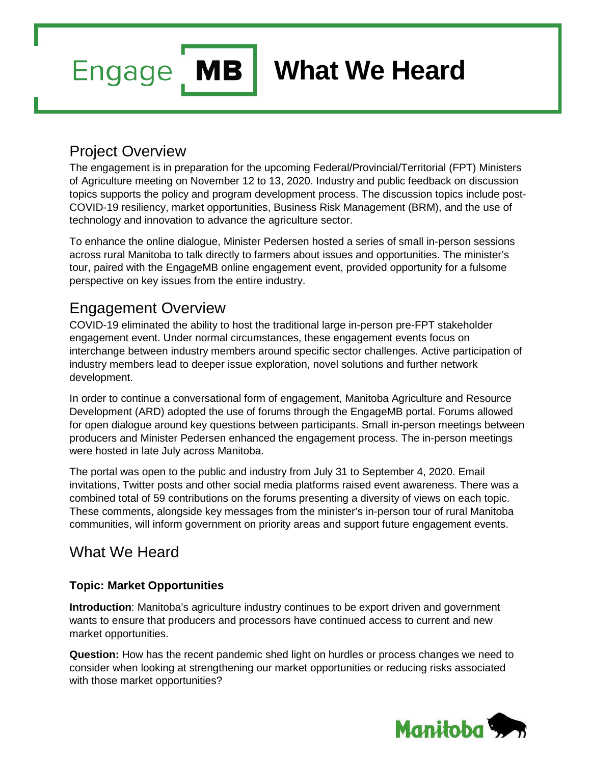# Engage MB What We Heard

## Project Overview

The engagement is in preparation for the upcoming Federal/Provincial/Territorial (FPT) Ministers of Agriculture meeting on November 12 to 13, 2020. Industry and public feedback on discussion topics supports the policy and program development process. The discussion topics include post-COVID-19 resiliency, market opportunities, Business Risk Management (BRM), and the use of technology and innovation to advance the agriculture sector.

To enhance the online dialogue, Minister Pedersen hosted a series of small in-person sessions across rural Manitoba to talk directly to farmers about issues and opportunities. The minister's tour, paired with the EngageMB online engagement event, provided opportunity for a fulsome perspective on key issues from the entire industry.

## Engagement Overview

COVID-19 eliminated the ability to host the traditional large in-person pre-FPT stakeholder engagement event. Under normal circumstances, these engagement events focus on interchange between industry members around specific sector challenges. Active participation of industry members lead to deeper issue exploration, novel solutions and further network development.

In order to continue a conversational form of engagement, Manitoba Agriculture and Resource Development (ARD) adopted the use of forums through the EngageMB portal. Forums allowed for open dialogue around key questions between participants. Small in-person meetings between producers and Minister Pedersen enhanced the engagement process. The in-person meetings were hosted in late July across Manitoba.

The portal was open to the public and industry from July 31 to September 4, 2020. Email invitations, Twitter posts and other social media platforms raised event awareness. There was a combined total of 59 contributions on the forums presenting a diversity of views on each topic. These comments, alongside key messages from the minister's in-person tour of rural Manitoba communities, will inform government on priority areas and support future engagement events.

## What We Heard

### Topic: Market Opportunities

**Introduction**: Manitoba's agriculture industry continues to be export driven and government wants to ensure that producers and processors have continued access to current and new market opportunities.

**Question:** How has the recent pandemic shed light on hurdles or process changes we need to consider when looking at strengthening our market opportunities or reducing risks associated with those market opportunities?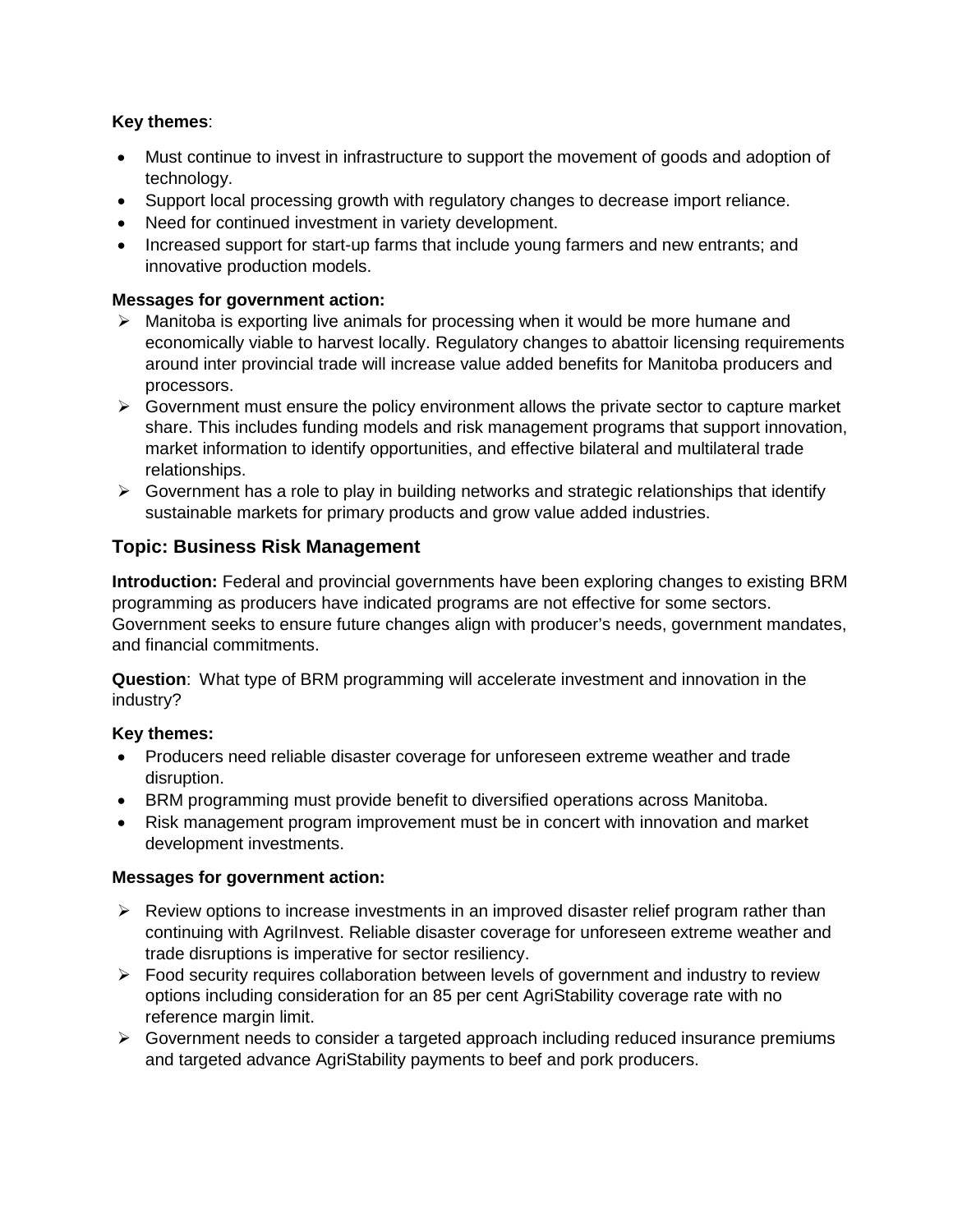**Key themes**:

- Must continue to invest in infrastructure to support the movement of goods and adoption of technology.
- Support local processing growth with regulatory changes to decrease import reliance.
- Need for continued investment in variety development.
- Increased support for start-up farms that include young farmers and new entrants; and innovative production models.

**Messages for government action:**

- Manitoba is exporting live animals for processing when it would be more humane and economically viable to harvest locally. Regulatory changes to abattoir licensing requirements around inter provincial trade will increase value added benefits for Manitoba producers and processors.
- Government must ensure the policy environment allows the private sector to capture market share. This includes funding models and risk management programs that support innovation, market information to identify opportunities, and effective bilateral and multilateral trade relationships.
- Government has a role to play in building networks and strategic relationships that identify sustainable markets for primary products and grow value added industries.

## Topic: Business Risk Management

**Introduction:** Federal and provincial governments have been exploring changes to existing BRM programming as producers have indicated programs are not effective for some sectors. Government seeks to ensure future changes align with producer's needs, government mandates, and financial commitments.

**Question**: What type of BRM programming will accelerate investment and innovation in the industry?

**Key themes:**

- Producers need reliable disaster coverage for unforeseen extreme weather and trade disruption.
- BRM programming must provide benefit to diversified operations across Manitoba.
- Risk management program improvement must be in concert with innovation and market development investments.

**Messages for government action:**

- Review options to increase investments in an improved disaster relief program rather than continuing with AgriInvest. Reliable disaster coverage for unforeseen extreme weather and trade disruptions is imperative for sector resiliency.
- Food security requires collaboration between levels of government and industry to review options including consideration for an 85 per cent AgriStability coverage rate with no reference margin limit.
- Government needs to consider a targeted approach including reduced insurance premiums and targeted advance AgriStability payments to beef and pork producers.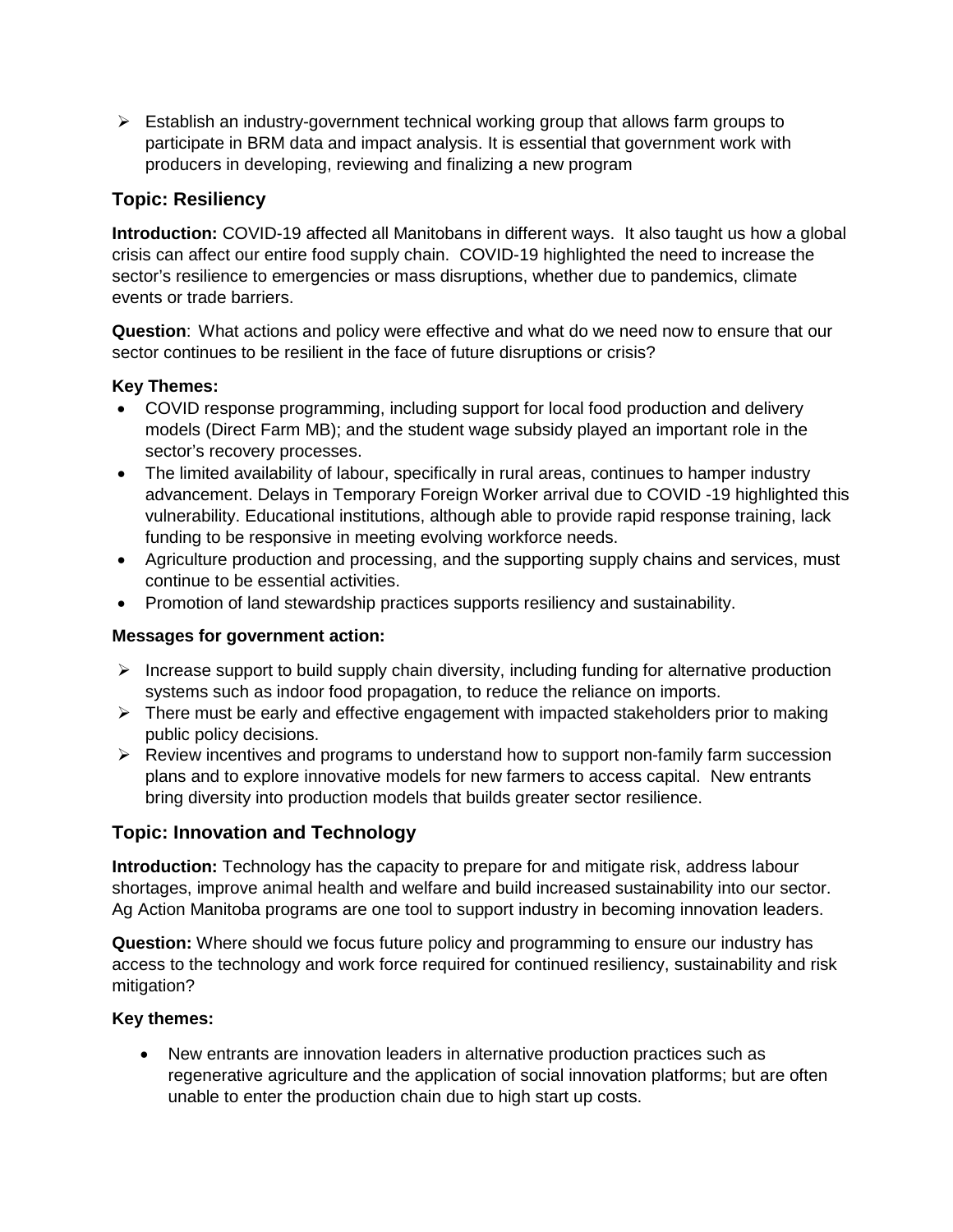- Establish an industry-government technical working group that allows farm groups to participate in BRM data and impact analysis. It is essential that government work with producers in developing, reviewing and finalizing a new program

## Topic: Resiliency

**Introduction:** COVID-19 affected all Manitobans in different ways. It also taught us how a global crisis can affect our entire food supply chain. COVID-19 highlighted the need to increase the sector's resilience to emergencies or mass disruptions, whether due to pandemics, climate events or trade barriers.

**Question**: What actions and policy were effective and what do we need now to ensure that our sector continues to be resilient in the face of future disruptions or crisis?

**Key Themes:**

- COVID response programming, including support for local food production and delivery models (Direct Farm MB); and the student wage subsidy played an important role in the sector's recovery processes.
- The limited availability of labour, specifically in rural areas, continues to hamper industry advancement. Delays in Temporary Foreign Worker arrival due to COVID -19 highlighted this vulnerability. Educational institutions, although able to provide rapid response training, lack funding to be responsive in meeting evolving workforce needs.
- Agriculture production and processing, and the supporting supply chains and services, must continue to be essential activities.
- Promotion of land stewardship practices supports resiliency and sustainability.

**Messages for government action:**

- Increase support to build supply chain diversity, including funding for alternative production systems such as indoor food propagation, to reduce the reliance on imports.
- There must be early and effective engagement with impacted stakeholders prior to making public policy decisions.
- Review incentives and programs to understand how to support non-family farm succession plans and to explore innovative models for new farmers to access capital. New entrants bring diversity into production models that builds greater sector resilience.

## Topic: Innovation and Technology

**Introduction:** Technology has the capacity to prepare for and mitigate risk, address labour shortages, improve animal health and welfare and build increased sustainability into our sector. Ag Action Manitoba programs are one tool to support industry in becoming innovation leaders.

**Question:** Where should we focus future policy and programming to ensure our industry has access to the technology and work force required for continued resiliency, sustainability and risk mitigation?

**Key themes:**

- New entrants are innovation leaders in alternative production practices such as regenerative agriculture and the application of social innovation platforms; but are often unable to enter the production chain due to high start up costs.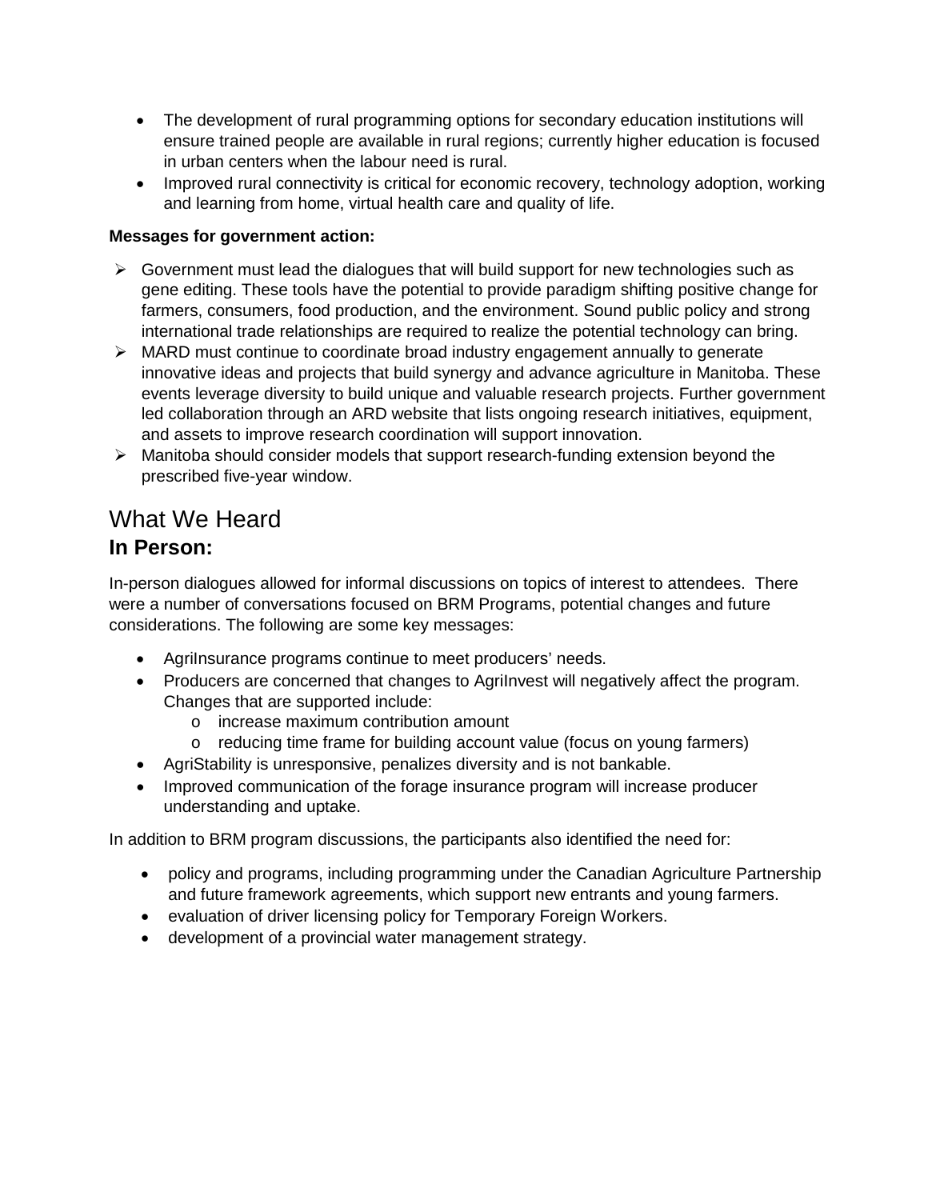- The development of rural programming options for secondary education institutions will ensure trained people are available in rural regions; currently higher education is focused in urban centers when the labour need is rural.
- Improved rural connectivity is critical for economic recovery, technology adoption, working and learning from home, virtual health care and quality of life.

**Messages for government action:**

- Government must lead the dialogues that will build support for new technologies such as gene editing. These tools have the potential to provide paradigm shifting positive change for farmers, consumers, food production, and the environment. Sound public policy and strong international trade relationships are required to realize the potential technology can bring.
- MARD must continue to coordinate broad industry engagement annually to generate innovative ideas and projects that build synergy and advance agriculture in Manitoba. These events leverage diversity to build unique and valuable research projects. Further government led collaboration through an ARD website that lists ongoing research initiatives, equipment, and assets to improve research coordination will support innovation.
- Manitoba should consider models that support research-funding extension beyond the prescribed five-year window.

# What We Heard

## In Person:

In-person dialogues allowed for informal discussions on topics of interest to attendees. There were a number of conversations focused on BRM Programs, potential changes and future considerations. The following are some key messages:

- AgriInsurance programs continue to meet producers' needs.
- Producers are concerned that changes to AgriInvest will negatively affect the program. Changes that are supported include:
  - increase maximum contribution amount
  - reducing time frame for building account value (focus on young farmers)
- AgriStability is unresponsive, penalizes diversity and is not bankable.
- Improved communication of the forage insurance program will increase producer understanding and uptake.

In addition to BRM program discussions, the participants also identified the need for:

- policy and programs, including programming under the Canadian Agriculture Partnership and future framework agreements, which support new entrants and young farmers.
- evaluation of driver licensing policy for Temporary Foreign Workers.
- development of a provincial water management strategy.